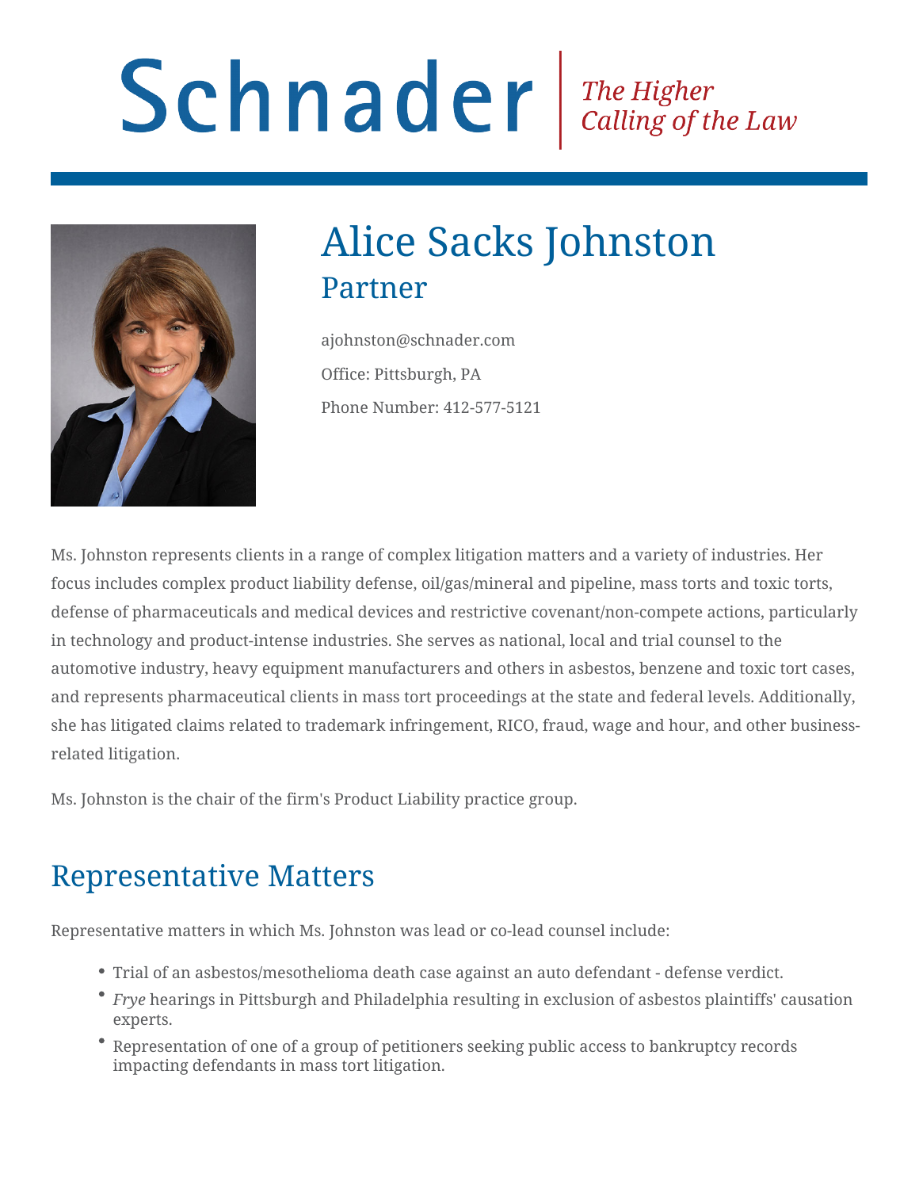Schnader | The Higher Calling of the Law

# Alice Sacks Johnston

## Partner

ajohnston@schnader.com

Office: Pittsburgh, PA

Phone Number: 412-577-5121

Ms. Johnston represents clients in a range of complex litigation matters and a variety of industries. Her focus includes complex product liability defense, oil/gas/mineral and pipeline, mass torts and toxic torts, defense of pharmaceuticals and medical devices and restrictive covenant/non-compete actions, particularly in technology and product-intense industries. She serves as national, local and trial counsel to the automotive industry, heavy equipment manufacturers and others in asbestos, benzene and toxic tort cases, and represents pharmaceutical clients in mass tort proceedings at the state and federal levels. Additionally, she has litigated claims related to trademark infringement, RICO, fraud, wage and hour, and other business-related litigation.

Ms. Johnston is the chair of the firm's Product Liability practice group.

## Representative Matters

Representative matters in which Ms. Johnston was lead or co-lead counsel include:

- Trial of an asbestos/mesothelioma death case against an auto defendant - defense verdict.
- *Frye* hearings in Pittsburgh and Philadelphia resulting in exclusion of asbestos plaintiffs' causation experts.
- Representation of one of a group of petitioners seeking public access to bankruptcy records impacting defendants in mass tort litigation.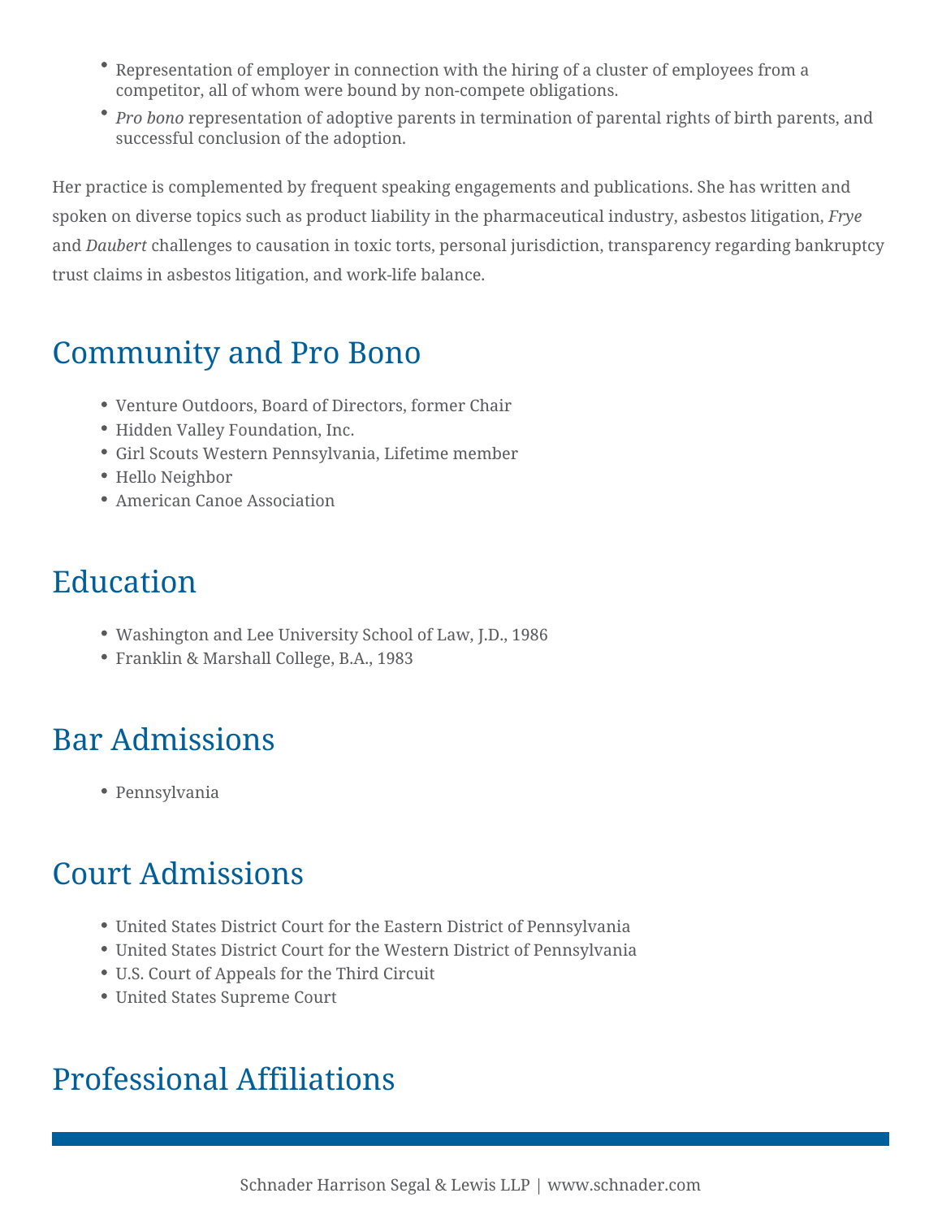- Representation of employer in connection with the hiring of a cluster of employees from a competitor, all of whom were bound by non-compete obligations.
- *Pro bono* representation of adoptive parents in termination of parental rights of birth parents, and successful conclusion of the adoption.

Her practice is complemented by frequent speaking engagements and publications. She has written and spoken on diverse topics such as product liability in the pharmaceutical industry, asbestos litigation, *Frye* and *Daubert* challenges to causation in toxic torts, personal jurisdiction, transparency regarding bankruptcy trust claims in asbestos litigation, and work-life balance.

## Community and Pro Bono

- Venture Outdoors, Board of Directors, former Chair
- Hidden Valley Foundation, Inc.
- Girl Scouts Western Pennsylvania, Lifetime member
- Hello Neighbor
- American Canoe Association

## Education

- Washington and Lee University School of Law, J.D., 1986
- Franklin & Marshall College, B.A., 1983

## Bar Admissions

- Pennsylvania

## Court Admissions

- United States District Court for the Eastern District of Pennsylvania
- United States District Court for the Western District of Pennsylvania
- U.S. Court of Appeals for the Third Circuit
- United States Supreme Court

## Professional Affiliations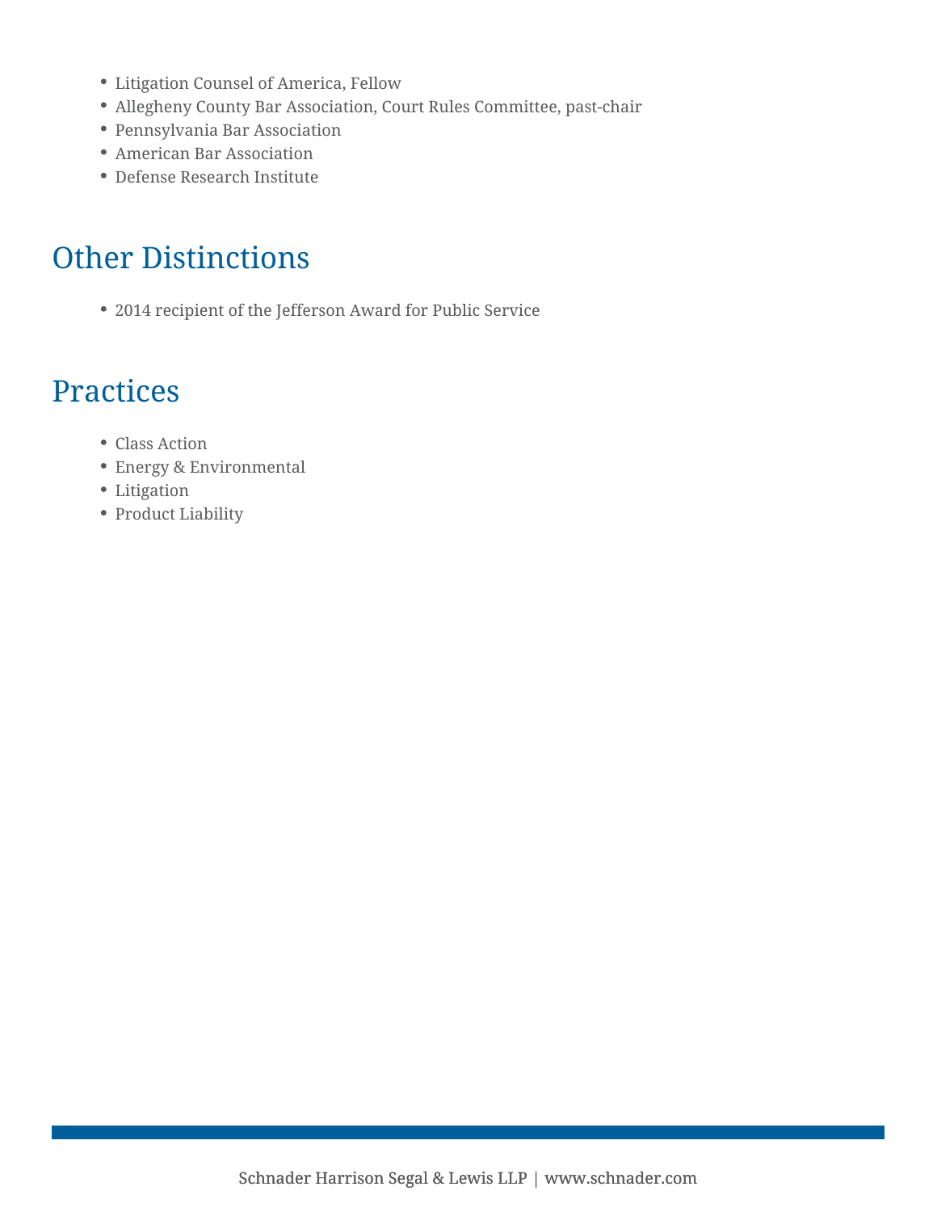- Litigation Counsel of America, Fellow
- Allegheny County Bar Association, Court Rules Committee, past-chair
- Pennsylvania Bar Association
- American Bar Association
- Defense Research Institute

## Other Distinctions

- 2014 recipient of the Jefferson Award for Public Service

## Practices

- Class Action
- Energy & Environmental
- Litigation
- Product Liability